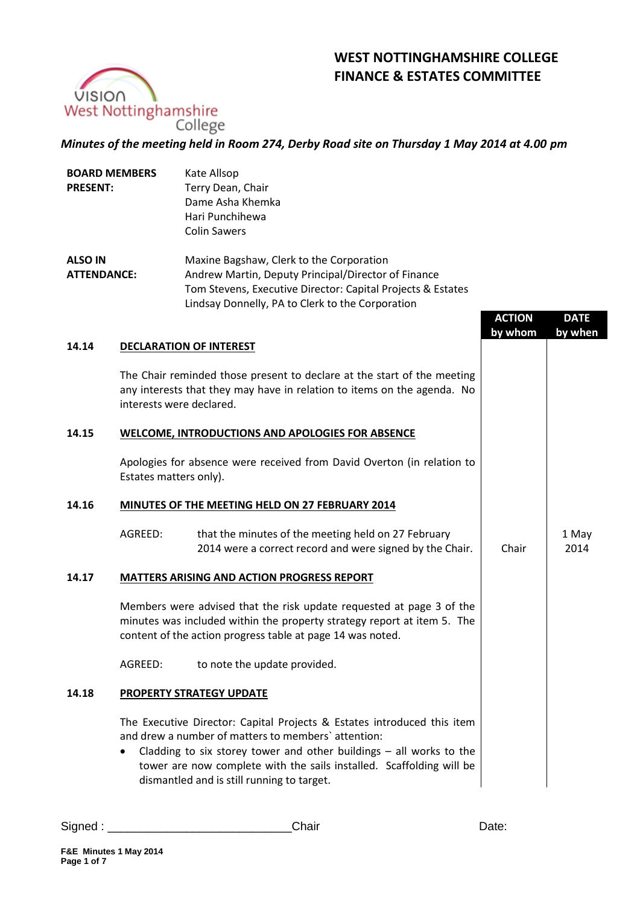# WEST NOTTINGHAMSHIRE COLLEGE
# FINANCE & ESTATES COMMITTEE

*Minutes of the meeting held in Room 274, Derby Road site on Thursday 1 May 2014 at 4.00 pm*

**BOARD MEMBERS PRESENT:**
Kate Allsop
Terry Dean, Chair
Dame Asha Khemka
Hari Punchihewa
Colin Sawers

**ALSO IN ATTENDANCE:**
Maxine Bagshaw, Clerk to the Corporation
Andrew Martin, Deputy Principal/Director of Finance
Tom Stevens, Executive Director: Capital Projects & Estates
Lindsay Donnelly, PA to Clerk to the Corporation

| | | ACTION by whom | DATE by when |
|---|---|---|---|
| **14.14** | **DECLARATION OF INTEREST**<br><br>The Chair reminded those present to declare at the start of the meeting any interests that they may have in relation to items on the agenda. No interests were declared. | | |
| **14.15** | **WELCOME, INTRODUCTIONS AND APOLOGIES FOR ABSENCE**<br><br>Apologies for absence were received from David Overton (in relation to Estates matters only). | | |
| **14.16** | **MINUTES OF THE MEETING HELD ON 27 FEBRUARY 2014**<br><br>AGREED: that the minutes of the meeting held on 27 February 2014 were a correct record and were signed by the Chair. | Chair | 1 May 2014 |
| **14.17** | **MATTERS ARISING AND ACTION PROGRESS REPORT**<br><br>Members were advised that the risk update requested at page 3 of the minutes was included within the property strategy report at item 5. The content of the action progress table at page 14 was noted.<br><br>AGREED: to note the update provided. | | |
| **14.18** | **PROPERTY STRATEGY UPDATE**<br><br>The Executive Director: Capital Projects & Estates introduced this item and drew a number of matters to members` attention:<br>• Cladding to six storey tower and other buildings – all works to the tower are now complete with the sails installed. Scaffolding will be dismantled and is still running to target. | | |

Signed : ___________________________Chair Date: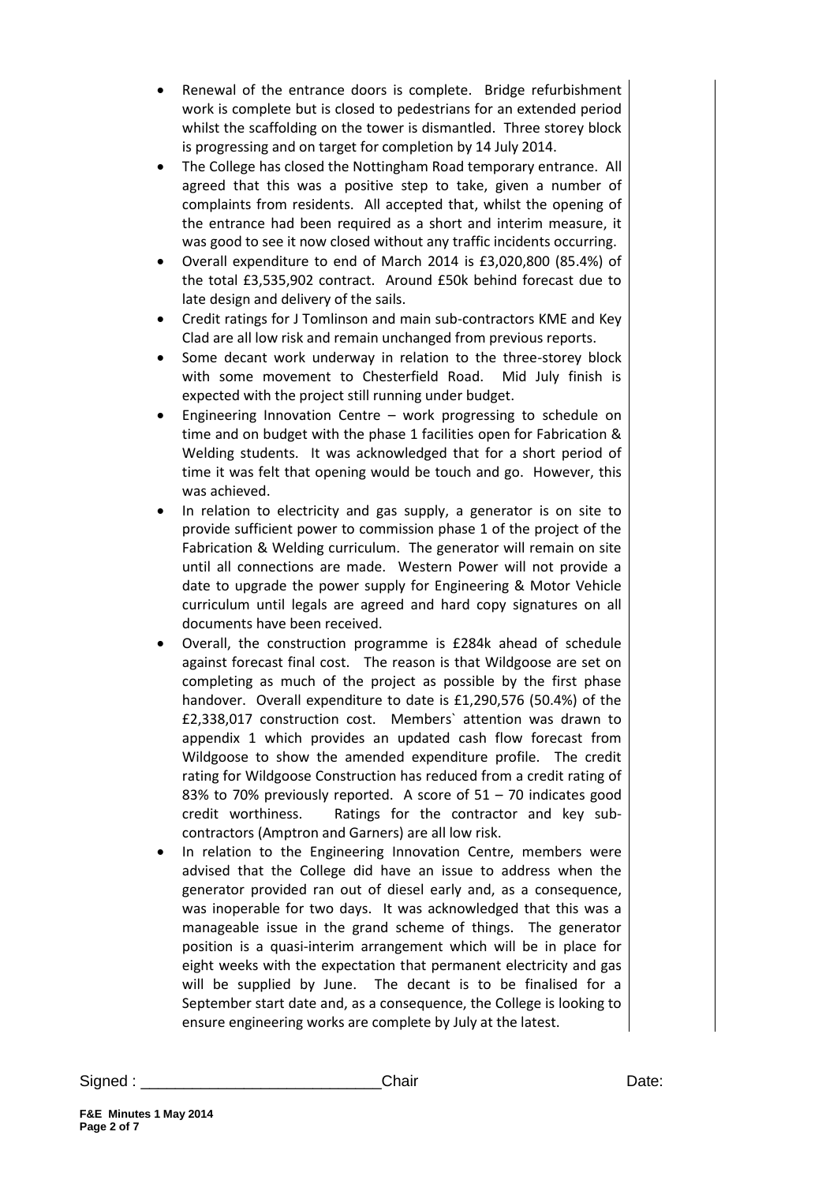- Renewal of the entrance doors is complete. Bridge refurbishment work is complete but is closed to pedestrians for an extended period whilst the scaffolding on the tower is dismantled. Three storey block is progressing and on target for completion by 14 July 2014.
- The College has closed the Nottingham Road temporary entrance. All agreed that this was a positive step to take, given a number of complaints from residents. All accepted that, whilst the opening of the entrance had been required as a short and interim measure, it was good to see it now closed without any traffic incidents occurring.
- Overall expenditure to end of March 2014 is £3,020,800 (85.4%) of the total £3,535,902 contract. Around £50k behind forecast due to late design and delivery of the sails.
- Credit ratings for J Tomlinson and main sub-contractors KME and Key Clad are all low risk and remain unchanged from previous reports.
- Some decant work underway in relation to the three-storey block with some movement to Chesterfield Road. Mid July finish is expected with the project still running under budget.
- Engineering Innovation Centre – work progressing to schedule on time and on budget with the phase 1 facilities open for Fabrication & Welding students. It was acknowledged that for a short period of time it was felt that opening would be touch and go. However, this was achieved.
- In relation to electricity and gas supply, a generator is on site to provide sufficient power to commission phase 1 of the project of the Fabrication & Welding curriculum. The generator will remain on site until all connections are made. Western Power will not provide a date to upgrade the power supply for Engineering & Motor Vehicle curriculum until legals are agreed and hard copy signatures on all documents have been received.
- Overall, the construction programme is £284k ahead of schedule against forecast final cost. The reason is that Wildgoose are set on completing as much of the project as possible by the first phase handover. Overall expenditure to date is £1,290,576 (50.4%) of the £2,338,017 construction cost. Members` attention was drawn to appendix 1 which provides an updated cash flow forecast from Wildgoose to show the amended expenditure profile. The credit rating for Wildgoose Construction has reduced from a credit rating of 83% to 70% previously reported. A score of 51 – 70 indicates good credit worthiness. Ratings for the contractor and key sub-contractors (Amptron and Garners) are all low risk.
- In relation to the Engineering Innovation Centre, members were advised that the College did have an issue to address when the generator provided ran out of diesel early and, as a consequence, was inoperable for two days. It was acknowledged that this was a manageable issue in the grand scheme of things. The generator position is a quasi-interim arrangement which will be in place for eight weeks with the expectation that permanent electricity and gas will be supplied by June. The decant is to be finalised for a September start date and, as a consequence, the College is looking to ensure engineering works are complete by July at the latest.

Signed : ___________________________Chair Date:

**F&E Minutes 1 May 2014**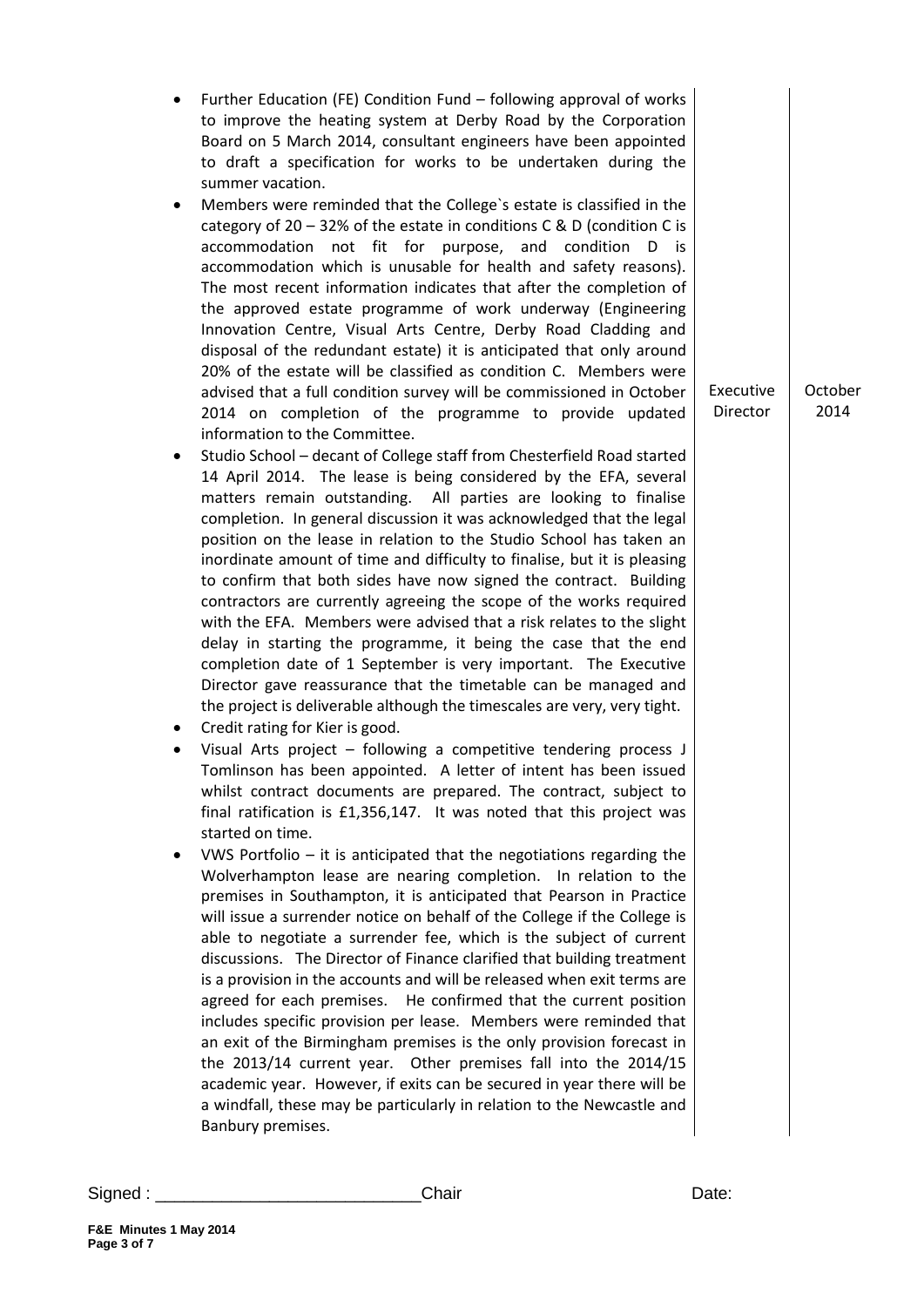| | | |
|---|---|---|
| • Further Education (FE) Condition Fund – following approval of works to improve the heating system at Derby Road by the Corporation Board on 5 March 2014, consultant engineers have been appointed to draft a specification for works to be undertaken during the summer vacation.<br>• Members were reminded that the College`s estate is classified in the category of 20 – 32% of the estate in conditions C & D (condition C is accommodation not fit for purpose, and condition D is accommodation which is unusable for health and safety reasons). The most recent information indicates that after the completion of the approved estate programme of work underway (Engineering Innovation Centre, Visual Arts Centre, Derby Road Cladding and disposal of the redundant estate) it is anticipated that only around 20% of the estate will be classified as condition C. Members were advised that a full condition survey will be commissioned in October 2014 on completion of the programme to provide updated information to the Committee. | Executive Director | October 2014 |
| • Studio School – decant of College staff from Chesterfield Road started 14 April 2014. The lease is being considered by the EFA, several matters remain outstanding. All parties are looking to finalise completion. In general discussion it was acknowledged that the legal position on the lease in relation to the Studio School has taken an inordinate amount of time and difficulty to finalise, but it is pleasing to confirm that both sides have now signed the contract. Building contractors are currently agreeing the scope of the works required with the EFA. Members were advised that a risk relates to the slight delay in starting the programme, it being the case that the end completion date of 1 September is very important. The Executive Director gave reassurance that the timetable can be managed and the project is deliverable although the timescales are very, very tight.<br>• Credit rating for Kier is good.<br>• Visual Arts project – following a competitive tendering process J Tomlinson has been appointed. A letter of intent has been issued whilst contract documents are prepared. The contract, subject to final ratification is £1,356,147. It was noted that this project was started on time.<br>• VWS Portfolio – it is anticipated that the negotiations regarding the Wolverhampton lease are nearing completion. In relation to the premises in Southampton, it is anticipated that Pearson in Practice will issue a surrender notice on behalf of the College if the College is able to negotiate a surrender fee, which is the subject of current discussions. The Director of Finance clarified that building treatment is a provision in the accounts and will be released when exit terms are agreed for each premises. He confirmed that the current position includes specific provision per lease. Members were reminded that an exit of the Birmingham premises is the only provision forecast in the 2013/14 current year. Other premises fall into the 2014/15 academic year. However, if exits can be secured in year there will be a windfall, these may be particularly in relation to the Newcastle and Banbury premises. | | |

Signed : ___________________________Chair Date: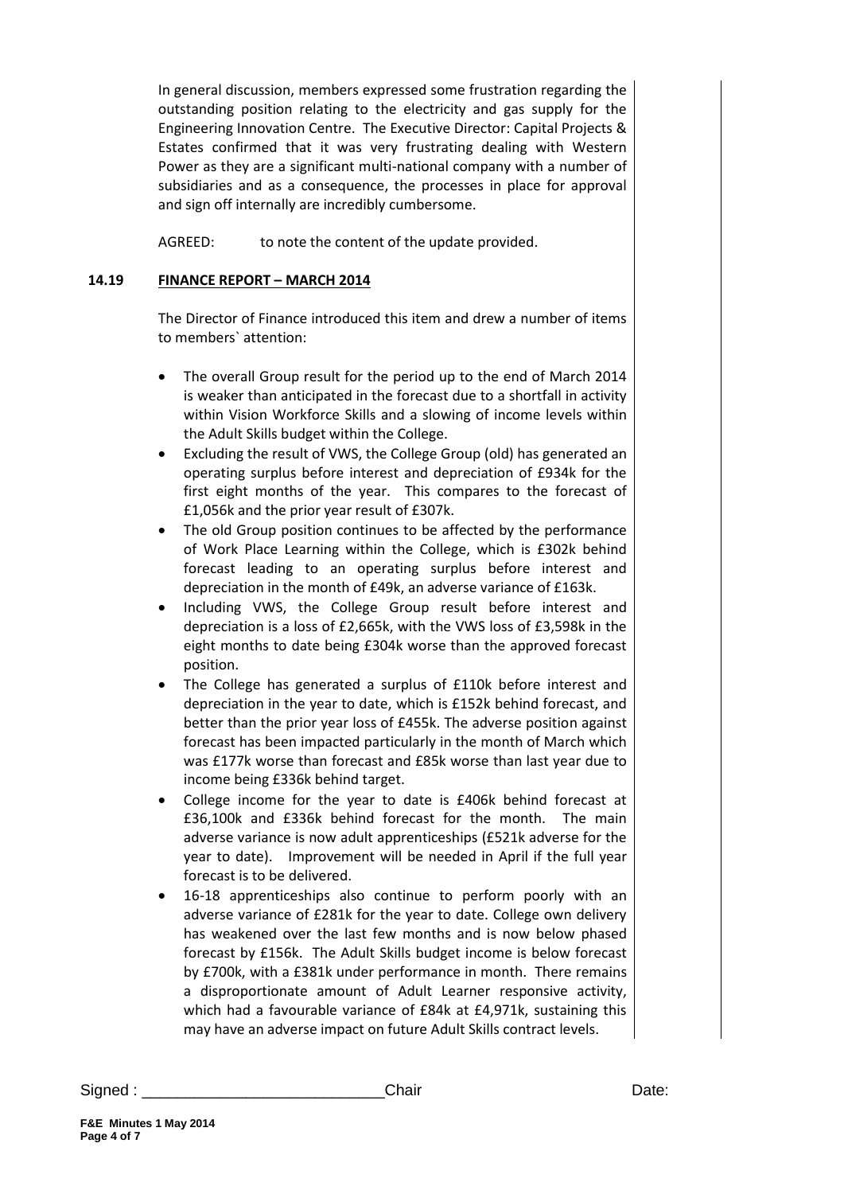In general discussion, members expressed some frustration regarding the outstanding position relating to the electricity and gas supply for the Engineering Innovation Centre. The Executive Director: Capital Projects & Estates confirmed that it was very frustrating dealing with Western Power as they are a significant multi-national company with a number of subsidiaries and as a consequence, the processes in place for approval and sign off internally are incredibly cumbersome.

AGREED: to note the content of the update provided.

## 14.19 FINANCE REPORT – MARCH 2014

The Director of Finance introduced this item and drew a number of items to members` attention:

- The overall Group result for the period up to the end of March 2014 is weaker than anticipated in the forecast due to a shortfall in activity within Vision Workforce Skills and a slowing of income levels within the Adult Skills budget within the College.
- Excluding the result of VWS, the College Group (old) has generated an operating surplus before interest and depreciation of £934k for the first eight months of the year. This compares to the forecast of £1,056k and the prior year result of £307k.
- The old Group position continues to be affected by the performance of Work Place Learning within the College, which is £302k behind forecast leading to an operating surplus before interest and depreciation in the month of £49k, an adverse variance of £163k.
- Including VWS, the College Group result before interest and depreciation is a loss of £2,665k, with the VWS loss of £3,598k in the eight months to date being £304k worse than the approved forecast position.
- The College has generated a surplus of £110k before interest and depreciation in the year to date, which is £152k behind forecast, and better than the prior year loss of £455k. The adverse position against forecast has been impacted particularly in the month of March which was £177k worse than forecast and £85k worse than last year due to income being £336k behind target.
- College income for the year to date is £406k behind forecast at £36,100k and £336k behind forecast for the month. The main adverse variance is now adult apprenticeships (£521k adverse for the year to date). Improvement will be needed in April if the full year forecast is to be delivered.
- 16-18 apprenticeships also continue to perform poorly with an adverse variance of £281k for the year to date. College own delivery has weakened over the last few months and is now below phased forecast by £156k. The Adult Skills budget income is below forecast by £700k, with a £381k under performance in month. There remains a disproportionate amount of Adult Learner responsive activity, which had a favourable variance of £84k at £4,971k, sustaining this may have an adverse impact on future Adult Skills contract levels.

Signed : ___________________________Chair Date: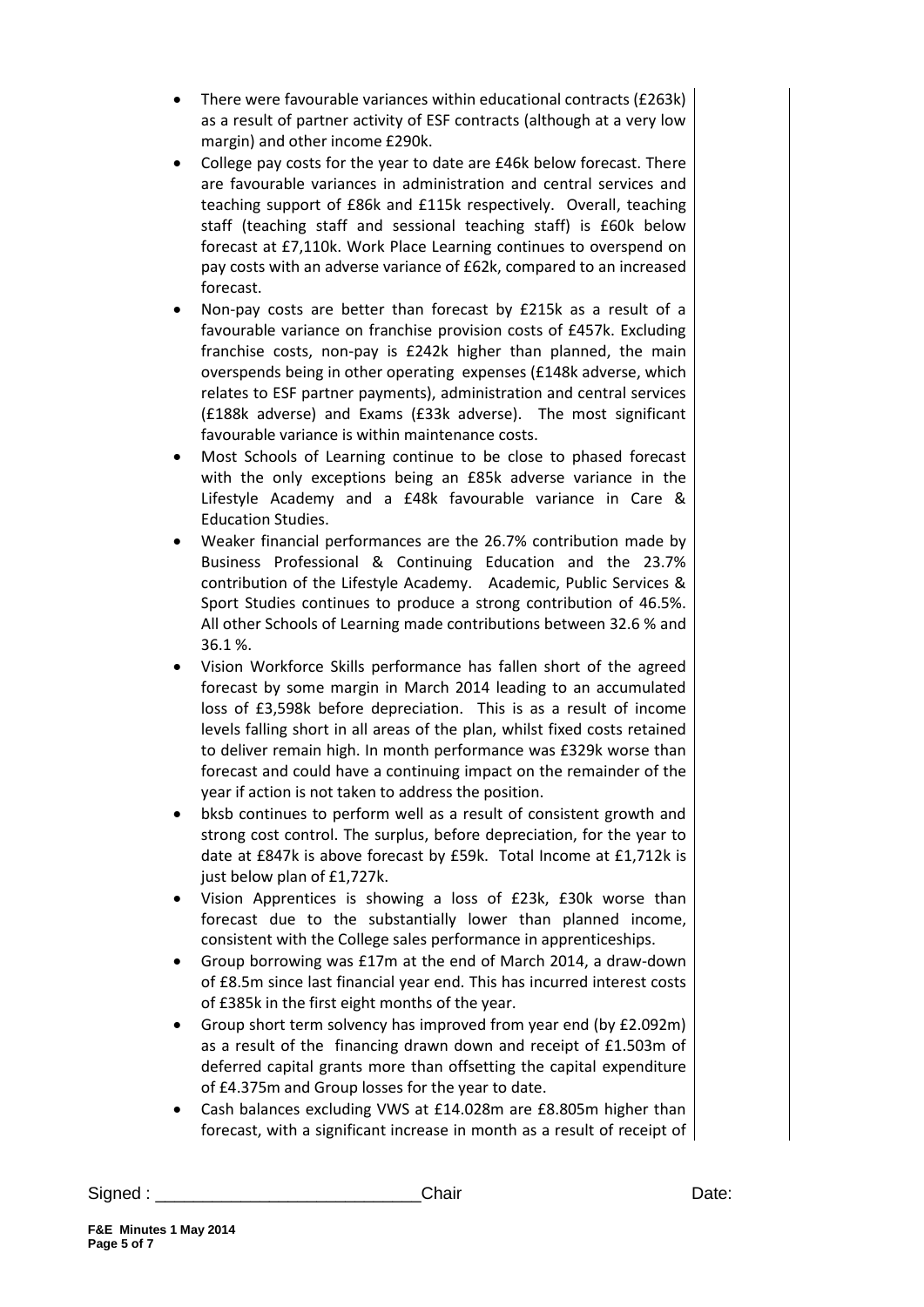- There were favourable variances within educational contracts (£263k) as a result of partner activity of ESF contracts (although at a very low margin) and other income £290k.
- College pay costs for the year to date are £46k below forecast. There are favourable variances in administration and central services and teaching support of £86k and £115k respectively. Overall, teaching staff (teaching staff and sessional teaching staff) is £60k below forecast at £7,110k. Work Place Learning continues to overspend on pay costs with an adverse variance of £62k, compared to an increased forecast.
- Non-pay costs are better than forecast by £215k as a result of a favourable variance on franchise provision costs of £457k. Excluding franchise costs, non-pay is £242k higher than planned, the main overspends being in other operating expenses (£148k adverse, which relates to ESF partner payments), administration and central services (£188k adverse) and Exams (£33k adverse). The most significant favourable variance is within maintenance costs.
- Most Schools of Learning continue to be close to phased forecast with the only exceptions being an £85k adverse variance in the Lifestyle Academy and a £48k favourable variance in Care & Education Studies.
- Weaker financial performances are the 26.7% contribution made by Business Professional & Continuing Education and the 23.7% contribution of the Lifestyle Academy. Academic, Public Services & Sport Studies continues to produce a strong contribution of 46.5%. All other Schools of Learning made contributions between 32.6 % and 36.1 %.
- Vision Workforce Skills performance has fallen short of the agreed forecast by some margin in March 2014 leading to an accumulated loss of £3,598k before depreciation. This is as a result of income levels falling short in all areas of the plan, whilst fixed costs retained to deliver remain high. In month performance was £329k worse than forecast and could have a continuing impact on the remainder of the year if action is not taken to address the position.
- bksb continues to perform well as a result of consistent growth and strong cost control. The surplus, before depreciation, for the year to date at £847k is above forecast by £59k. Total Income at £1,712k is just below plan of £1,727k.
- Vision Apprentices is showing a loss of £23k, £30k worse than forecast due to the substantially lower than planned income, consistent with the College sales performance in apprenticeships.
- Group borrowing was £17m at the end of March 2014, a draw-down of £8.5m since last financial year end. This has incurred interest costs of £385k in the first eight months of the year.
- Group short term solvency has improved from year end (by £2.092m) as a result of the financing drawn down and receipt of £1.503m of deferred capital grants more than offsetting the capital expenditure of £4.375m and Group losses for the year to date.
- Cash balances excluding VWS at £14.028m are £8.805m higher than forecast, with a significant increase in month as a result of receipt of

Signed : ___________________________Chair Date: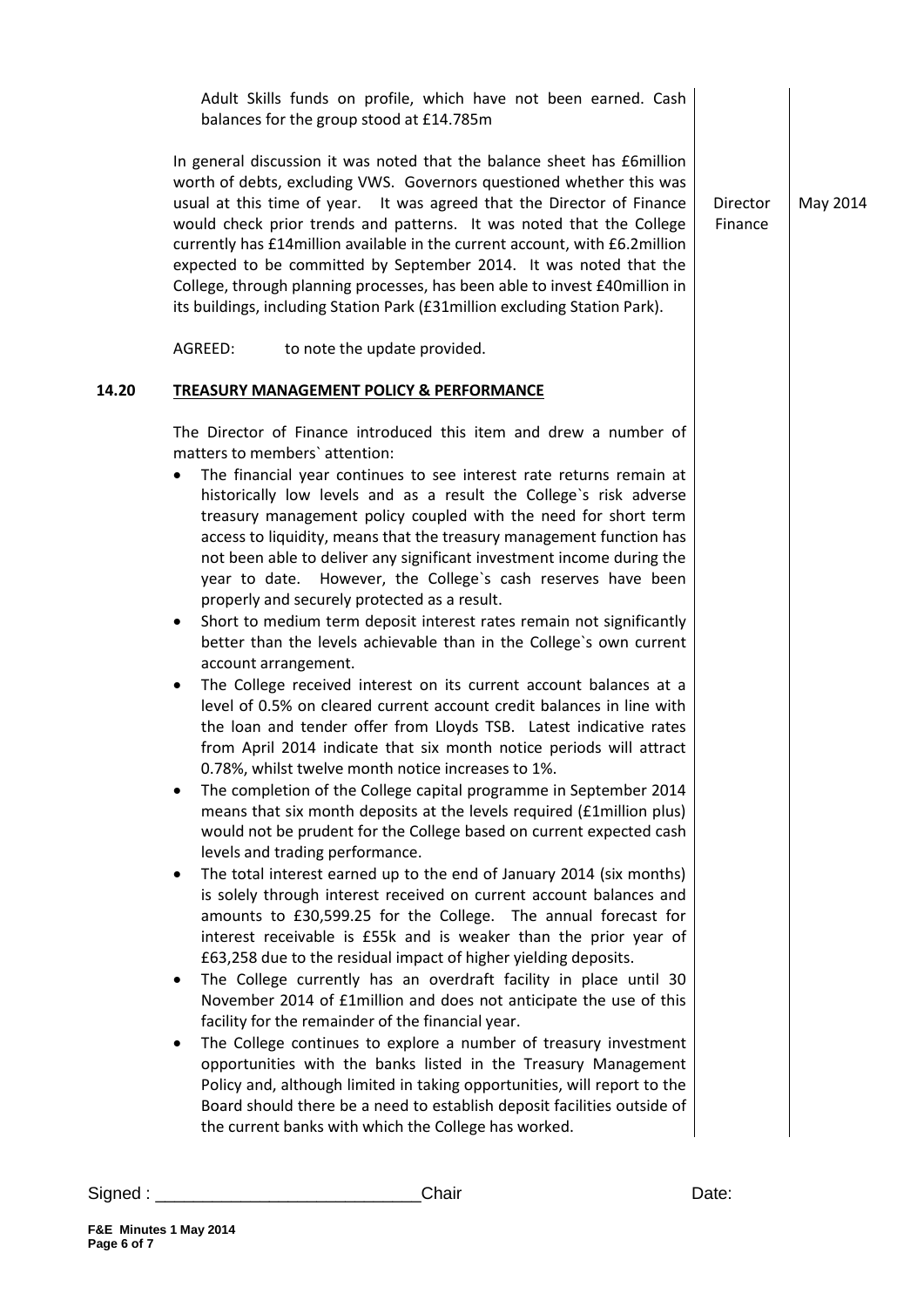Adult Skills funds on profile, which have not been earned. Cash balances for the group stood at £14.785m

In general discussion it was noted that the balance sheet has £6million worth of debts, excluding VWS. Governors questioned whether this was usual at this time of year. It was agreed that the Director of Finance would check prior trends and patterns. It was noted that the College currently has £14million available in the current account, with £6.2million expected to be committed by September 2014. It was noted that the College, through planning processes, has been able to invest £40million in its buildings, including Station Park (£31million excluding Station Park). — Director Finance — May 2014

AGREED: to note the update provided.

## 14.20 TREASURY MANAGEMENT POLICY & PERFORMANCE

The Director of Finance introduced this item and drew a number of matters to members` attention:

- The financial year continues to see interest rate returns remain at historically low levels and as a result the College`s risk adverse treasury management policy coupled with the need for short term access to liquidity, means that the treasury management function has not been able to deliver any significant investment income during the year to date. However, the College`s cash reserves have been properly and securely protected as a result.
- Short to medium term deposit interest rates remain not significantly better than the levels achievable than in the College`s own current account arrangement.
- The College received interest on its current account balances at a level of 0.5% on cleared current account credit balances in line with the loan and tender offer from Lloyds TSB. Latest indicative rates from April 2014 indicate that six month notice periods will attract 0.78%, whilst twelve month notice increases to 1%.
- The completion of the College capital programme in September 2014 means that six month deposits at the levels required (£1million plus) would not be prudent for the College based on current expected cash levels and trading performance.
- The total interest earned up to the end of January 2014 (six months) is solely through interest received on current account balances and amounts to £30,599.25 for the College. The annual forecast for interest receivable is £55k and is weaker than the prior year of £63,258 due to the residual impact of higher yielding deposits.
- The College currently has an overdraft facility in place until 30 November 2014 of £1million and does not anticipate the use of this facility for the remainder of the financial year.
- The College continues to explore a number of treasury investment opportunities with the banks listed in the Treasury Management Policy and, although limited in taking opportunities, will report to the Board should there be a need to establish deposit facilities outside of the current banks with which the College has worked.

Signed : ___________________________Chair Date: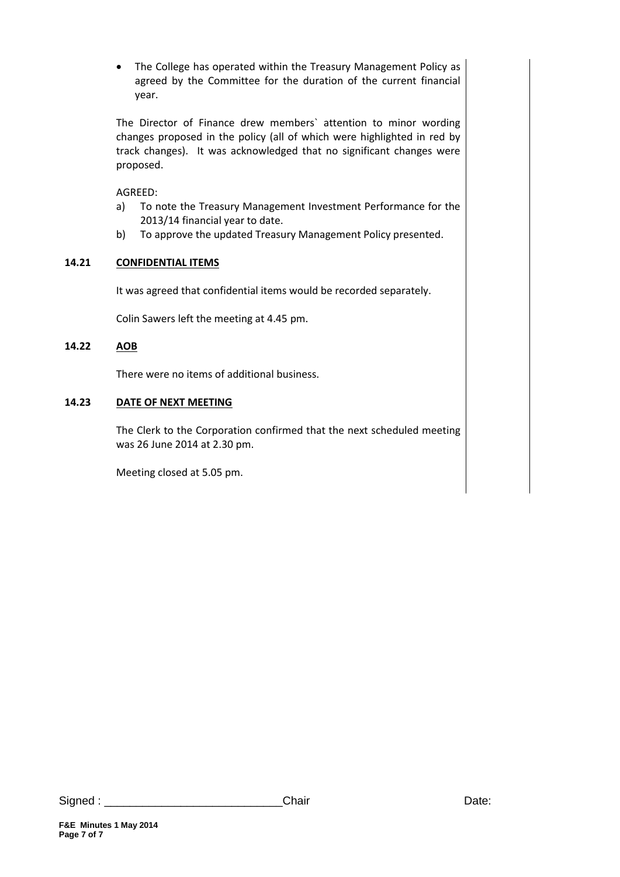- The College has operated within the Treasury Management Policy as agreed by the Committee for the duration of the current financial year.

The Director of Finance drew members` attention to minor wording changes proposed in the policy (all of which were highlighted in red by track changes). It was acknowledged that no significant changes were proposed.

AGREED:

a) To note the Treasury Management Investment Performance for the 2013/14 financial year to date.

b) To approve the updated Treasury Management Policy presented.

**14.21 CONFIDENTIAL ITEMS**

It was agreed that confidential items would be recorded separately.

Colin Sawers left the meeting at 4.45 pm.

**14.22 AOB**

There were no items of additional business.

**14.23 DATE OF NEXT MEETING**

The Clerk to the Corporation confirmed that the next scheduled meeting was 26 June 2014 at 2.30 pm.

Meeting closed at 5.05 pm.

Signed : ___________________________ Chair Date: